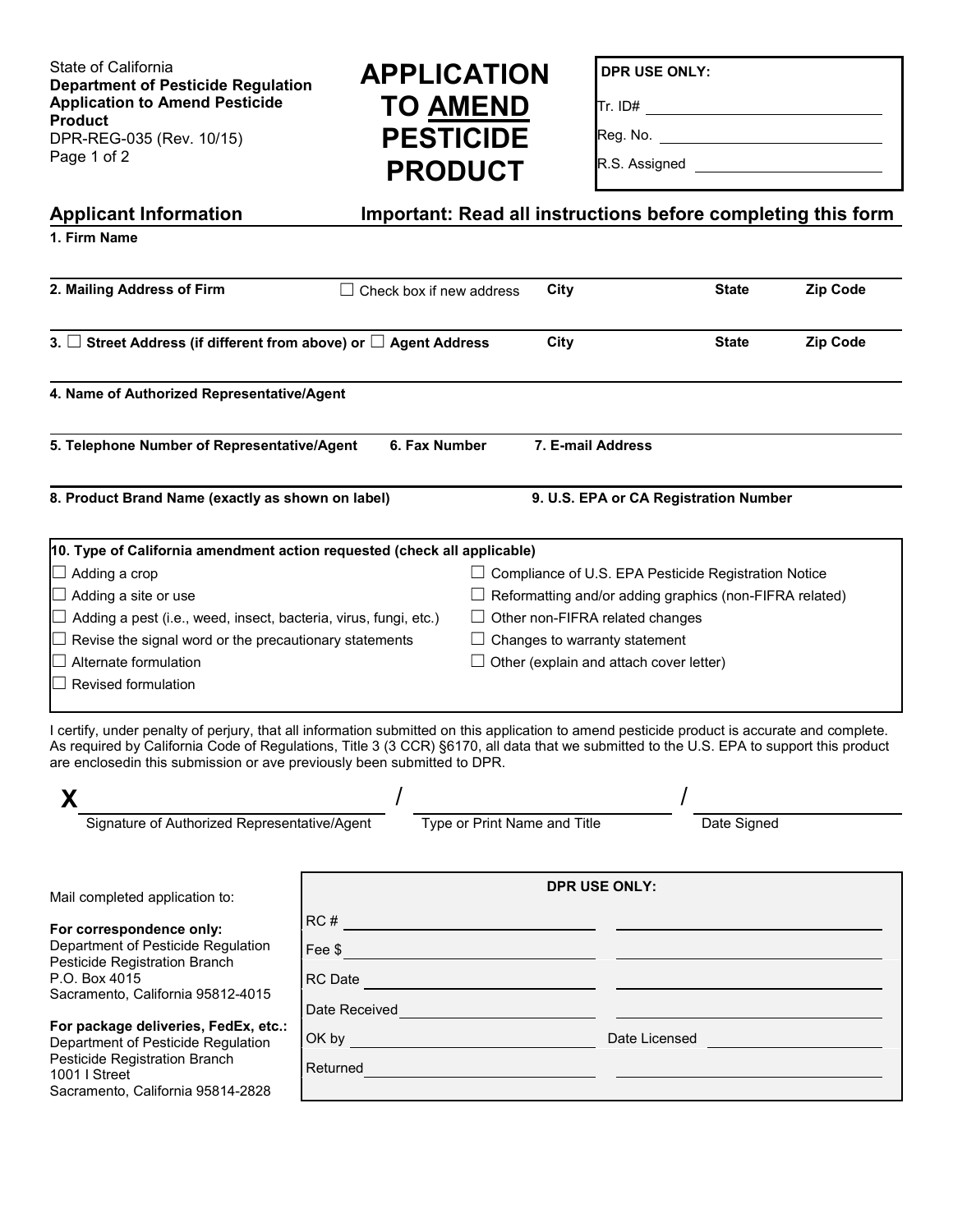State of California
**Department of Pesticide Regulation**
**Application to Amend Pesticide Product**
DPR-REG-035 (Rev. 10/15)

# APPLICATION TO AMEND PESTICIDE PRODUCT

**DPR USE ONLY:**

Tr. ID# ____________________

Reg. No. ____________________

R.S. Assigned ____________________

## Applicant Information

**Important: Read all instructions before completing this form**

**1. Firm Name**

**2. Mailing Address of Firm** ☐ Check box if new address | **City** | **State** | **Zip Code**

**3.** ☐ **Street Address (if different from above) or** ☐ **Agent Address** | **City** | **State** | **Zip Code**

**4. Name of Authorized Representative/Agent**

**5. Telephone Number of Representative/Agent** | **6. Fax Number** | **7. E-mail Address**

**8. Product Brand Name (exactly as shown on label)** | **9. U.S. EPA or CA Registration Number**

**10. Type of California amendment action requested (check all applicable)**

- ☐ Adding a crop
- ☐ Adding a site or use
- ☐ Adding a pest (i.e., weed, insect, bacteria, virus, fungi, etc.)
- ☐ Revise the signal word or the precautionary statements
- ☐ Alternate formulation
- ☐ Revised formulation
- ☐ Compliance of U.S. EPA Pesticide Registration Notice
- ☐ Reformatting and/or adding graphics (non-FIFRA related)
- ☐ Other non-FIFRA related changes
- ☐ Changes to warranty statement
- ☐ Other (explain and attach cover letter)

I certify, under penalty of perjury, that all information submitted on this application to amend pesticide product is accurate and complete. As required by California Code of Regulations, Title 3 (3 CCR) §6170, all data that we submitted to the U.S. EPA to support this product are enclosedin this submission or ave previously been submitted to DPR.

**X** ____________________ / ____________________ / ____________________

Signature of Authorized Representative/Agent / Type or Print Name and Title / Date Signed

Mail completed application to:

**For correspondence only:**
Department of Pesticide Regulation
Pesticide Registration Branch
P.O. Box 4015
Sacramento, California 95812-4015

**For package deliveries, FedEx, etc.:**
Department of Pesticide Regulation
Pesticide Registration Branch
1001 I Street
Sacramento, California 95814-2828

**DPR USE ONLY:**

RC # ____________________

Fee $ ____________________

RC Date ____________________

Date Received ____________________

OK by ____________________ Date Licensed ____________________

Returned ____________________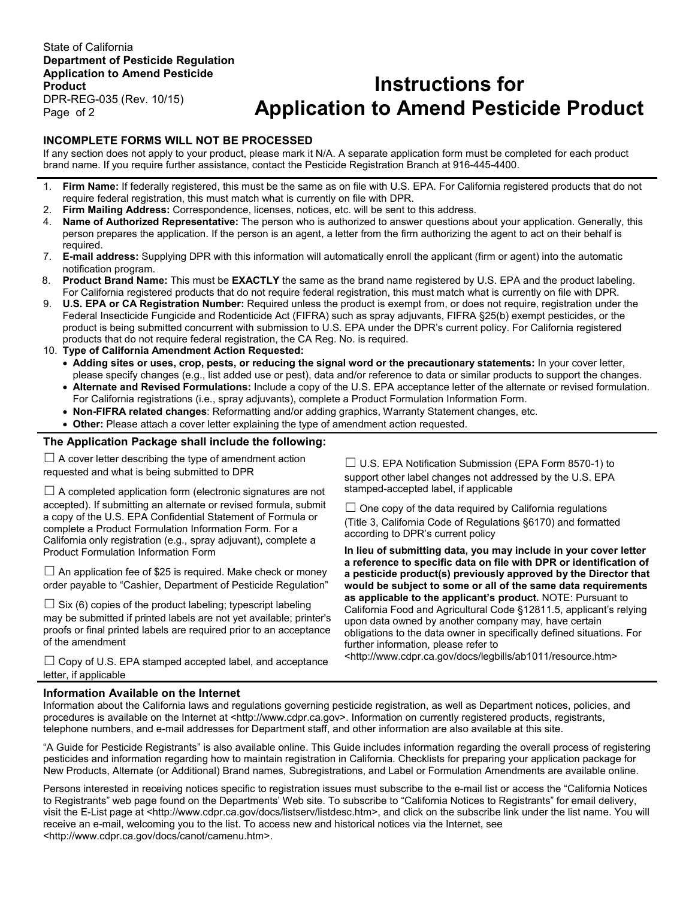State of California
**Department of Pesticide Regulation**
**Application to Amend Pesticide Product**
DPR-REG-035 (Rev. 10/15)

# Instructions for Application to Amend Pesticide Product

**INCOMPLETE FORMS WILL NOT BE PROCESSED**

If any section does not apply to your product, please mark it N/A. A separate application form must be completed for each product brand name. If you require further assistance, contact the Pesticide Registration Branch at 916-445-4400.

1. **Firm Name:** If federally registered, this must be the same as on file with U.S. EPA. For California registered products that do not require federal registration, this must match what is currently on file with DPR.
2. **Firm Mailing Address:** Correspondence, licenses, notices, etc. will be sent to this address.
4. **Name of Authorized Representative:** The person who is authorized to answer questions about your application. Generally, this person prepares the application. If the person is an agent, a letter from the firm authorizing the agent to act on their behalf is required.
7. **E-mail address:** Supplying DPR with this information will automatically enroll the applicant (firm or agent) into the automatic notification program.
8. **Product Brand Name:** This must be **EXACTLY** the same as the brand name registered by U.S. EPA and the product labeling. For California registered products that do not require federal registration, this must match what is currently on file with DPR.
9. **U.S. EPA or CA Registration Number:** Required unless the product is exempt from, or does not require, registration under the Federal Insecticide Fungicide and Rodenticide Act (FIFRA) such as spray adjuvants, FIFRA §25(b) exempt pesticides, or the product is being submitted concurrent with submission to U.S. EPA under the DPR's current policy. For California registered products that do not require federal registration, the CA Reg. No. is required.
10. **Type of California Amendment Action Requested:**
    - **Adding sites or uses, crop, pests, or reducing the signal word or the precautionary statements:** In your cover letter, please specify changes (e.g., list added use or pest), data and/or reference to data or similar products to support the changes.
    - **Alternate and Revised Formulations:** Include a copy of the U.S. EPA acceptance letter of the alternate or revised formulation. For California registrations (i.e., spray adjuvants), complete a Product Formulation Information Form.
    - **Non-FIFRA related changes**: Reformatting and/or adding graphics, Warranty Statement changes, etc.
    - **Other:** Please attach a cover letter explaining the type of amendment action requested.

### The Application Package shall include the following:

☐ A cover letter describing the type of amendment action requested and what is being submitted to DPR

☐ A completed application form (electronic signatures are not accepted). If submitting an alternate or revised formula, submit a copy of the U.S. EPA Confidential Statement of Formula or complete a Product Formulation Information Form. For a California only registration (e.g., spray adjuvant), complete a Product Formulation Information Form

☐ An application fee of $25 is required. Make check or money order payable to "Cashier, Department of Pesticide Regulation"

☐ Six (6) copies of the product labeling; typescript labeling may be submitted if printed labels are not yet available; printer's proofs or final printed labels are required prior to an acceptance of the amendment

☐ Copy of U.S. EPA stamped accepted label, and acceptance letter, if applicable

☐ U.S. EPA Notification Submission (EPA Form 8570-1) to support other label changes not addressed by the U.S. EPA stamped-accepted label, if applicable

☐ One copy of the data required by California regulations (Title 3, California Code of Regulations §6170) and formatted according to DPR's current policy

**In lieu of submitting data, you may include in your cover letter a reference to specific data on file with DPR or identification of a pesticide product(s) previously approved by the Director that would be subject to some or all of the same data requirements as applicable to the applicant's product.** NOTE: Pursuant to California Food and Agricultural Code §12811.5, applicant's relying upon data owned by another company may, have certain obligations to the data owner in specifically defined situations. For further information, please refer to <http://www.cdpr.ca.gov/docs/legbills/ab1011/resource.htm>

### Information Available on the Internet

Information about the California laws and regulations governing pesticide registration, as well as Department notices, policies, and procedures is available on the Internet at <http://www.cdpr.ca.gov>. Information on currently registered products, registrants, telephone numbers, and e-mail addresses for Department staff, and other information are also available at this site.

"A Guide for Pesticide Registrants" is also available online. This Guide includes information regarding the overall process of registering pesticides and information regarding how to maintain registration in California. Checklists for preparing your application package for New Products, Alternate (or Additional) Brand names, Subregistrations, and Label or Formulation Amendments are available online.

Persons interested in receiving notices specific to registration issues must subscribe to the e-mail list or access the "California Notices to Registrants" web page found on the Departments' Web site. To subscribe to "California Notices to Registrants" for email delivery, visit the E-List page at <http://www.cdpr.ca.gov/docs/listserv/listdesc.htm>, and click on the subscribe link under the list name. You will receive an e-mail, welcoming you to the list. To access new and historical notices via the Internet, see <http://www.cdpr.ca.gov/docs/canot/camenu.htm>.